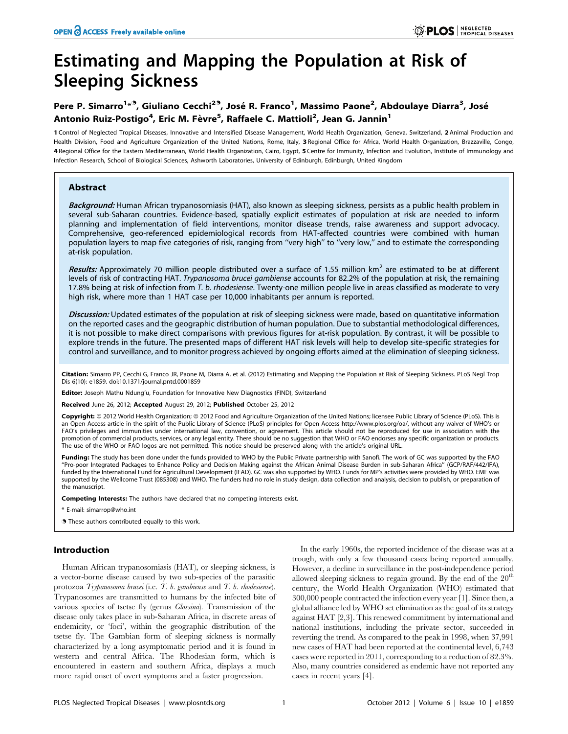# Estimating and Mapping the Population at Risk of Sleeping Sickness

**Pere P. Simarro[1]*¶, Giuliano Cecchi[2¶], José R. Franco[1], Massimo Paone[2], Abdoulaye Diarra[3], José Antonio Ruiz-Postigo[4], Eric M. Fèvre[5], Raffaele C. Mattioli[2], Jean G. Jannin[1]**

1 Control of Neglected Tropical Diseases, Innovative and Intensified Disease Management, World Health Organization, Geneva, Switzerland, 2 Animal Production and Health Division, Food and Agriculture Organization of the United Nations, Rome, Italy, 3 Regional Office for Africa, World Health Organization, Brazzaville, Congo, 4 Regional Office for the Eastern Mediterranean, World Health Organization, Cairo, Egypt, 5 Centre for Immunity, Infection and Evolution, Institute of Immunology and Infection Research, School of Biological Sciences, Ashworth Laboratories, University of Edinburgh, Edinburgh, United Kingdom

## Abstract

***Background:*** Human African trypanosomiasis (HAT), also known as sleeping sickness, persists as a public health problem in several sub-Saharan countries. Evidence-based, spatially explicit estimates of population at risk are needed to inform planning and implementation of field interventions, monitor disease trends, raise awareness and support advocacy. Comprehensive, geo-referenced epidemiological records from HAT-affected countries were combined with human population layers to map five categories of risk, ranging from ''very high'' to ''very low,'' and to estimate the corresponding at-risk population.

***Results:*** Approximately 70 million people distributed over a surface of 1.55 million km$^2$ are estimated to be at different levels of risk of contracting HAT. *Trypanosoma brucei gambiense* accounts for 82.2% of the population at risk, the remaining 17.8% being at risk of infection from *T. b. rhodesiense*. Twenty-one million people live in areas classified as moderate to very high risk, where more than 1 HAT case per 10,000 inhabitants per annum is reported.

***Discussion:*** Updated estimates of the population at risk of sleeping sickness were made, based on quantitative information on the reported cases and the geographic distribution of human population. Due to substantial methodological differences, it is not possible to make direct comparisons with previous figures for at-risk population. By contrast, it will be possible to explore trends in the future. The presented maps of different HAT risk levels will help to develop site-specific strategies for control and surveillance, and to monitor progress achieved by ongoing efforts aimed at the elimination of sleeping sickness.

**Citation:** Simarro PP, Cecchi G, Franco JR, Paone M, Diarra A, et al. (2012) Estimating and Mapping the Population at Risk of Sleeping Sickness. PLoS Negl Trop Dis 6(10): e1859. doi:10.1371/journal.pntd.0001859

**Editor:** Joseph Mathu Ndung'u, Foundation for Innovative New Diagnostics (FIND), Switzerland

**Received** June 26, 2012; **Accepted** August 29, 2012; **Published** October 25, 2012

**Copyright:** © 2012 World Health Organization; © 2012 Food and Agriculture Organization of the United Nations; licensee Public Library of Science (PLoS). This is an Open Access article in the spirit of the Public Library of Science (PLoS) principles for Open Access http://www.plos.org/oa/, without any waiver of WHO's or FAO's privileges and immunities under international law, convention, or agreement. This article should not be reproduced for use in association with the promotion of commercial products, services, or any legal entity. There should be no suggestion that WHO or FAO endorses any specific organization or products. The use of the WHO or FAO logos are not permitted. This notice should be preserved along with the article's original URL.

**Funding:** The study has been done under the funds provided to WHO by the Public Private partnership with Sanofi. The work of GC was supported by the FAO ''Pro-poor Integrated Packages to Enhance Policy and Decision Making against the African Animal Disease Burden in sub-Saharan Africa'' (GCP/RAF/442/IFA), funded by the International Fund for Agricultural Development (IFAD). GC was also supported by WHO. Funds for MP's activities were provided by WHO. EMF was supported by the Wellcome Trust (085308) and WHO. The funders had no role in study design, data collection and analysis, decision to publish, or preparation of the manuscript.

**Competing Interests:** The authors have declared that no competing interests exist.

* E-mail: simarrop@who.int

¶ These authors contributed equally to this work.

## Introduction

Human African trypanosomiasis (HAT), or sleeping sickness, is a vector-borne disease caused by two sub-species of the parasitic protozoa *Trypanosoma brucei* (i.e. *T. b. gambiense* and *T. b. rhodesiense*). Trypanosomes are transmitted to humans by the infected bite of various species of tsetse fly (genus *Glossina*). Transmission of the disease only takes place in sub-Saharan Africa, in discrete areas of endemicity, or 'foci', within the geographic distribution of the tsetse fly. The Gambian form of sleeping sickness is normally characterized by a long asymptomatic period and it is found in western and central Africa. The Rhodesian form, which is encountered in eastern and southern Africa, displays a much more rapid onset of overt symptoms and a faster progression.

In the early 1960s, the reported incidence of the disease was at a trough, with only a few thousand cases being reported annually. However, a decline in surveillance in the post-independence period allowed sleeping sickness to regain ground. By the end of the 20th century, the World Health Organization (WHO) estimated that 300,000 people contracted the infection every year [1]. Since then, a global alliance led by WHO set elimination as the goal of its strategy against HAT [2,3]. This renewed commitment by international and national institutions, including the private sector, succeeded in reverting the trend. As compared to the peak in 1998, when 37,991 new cases of HAT had been reported at the continental level, 6,743 cases were reported in 2011, corresponding to a reduction of 82.3%. Also, many countries considered as endemic have not reported any cases in recent years [4].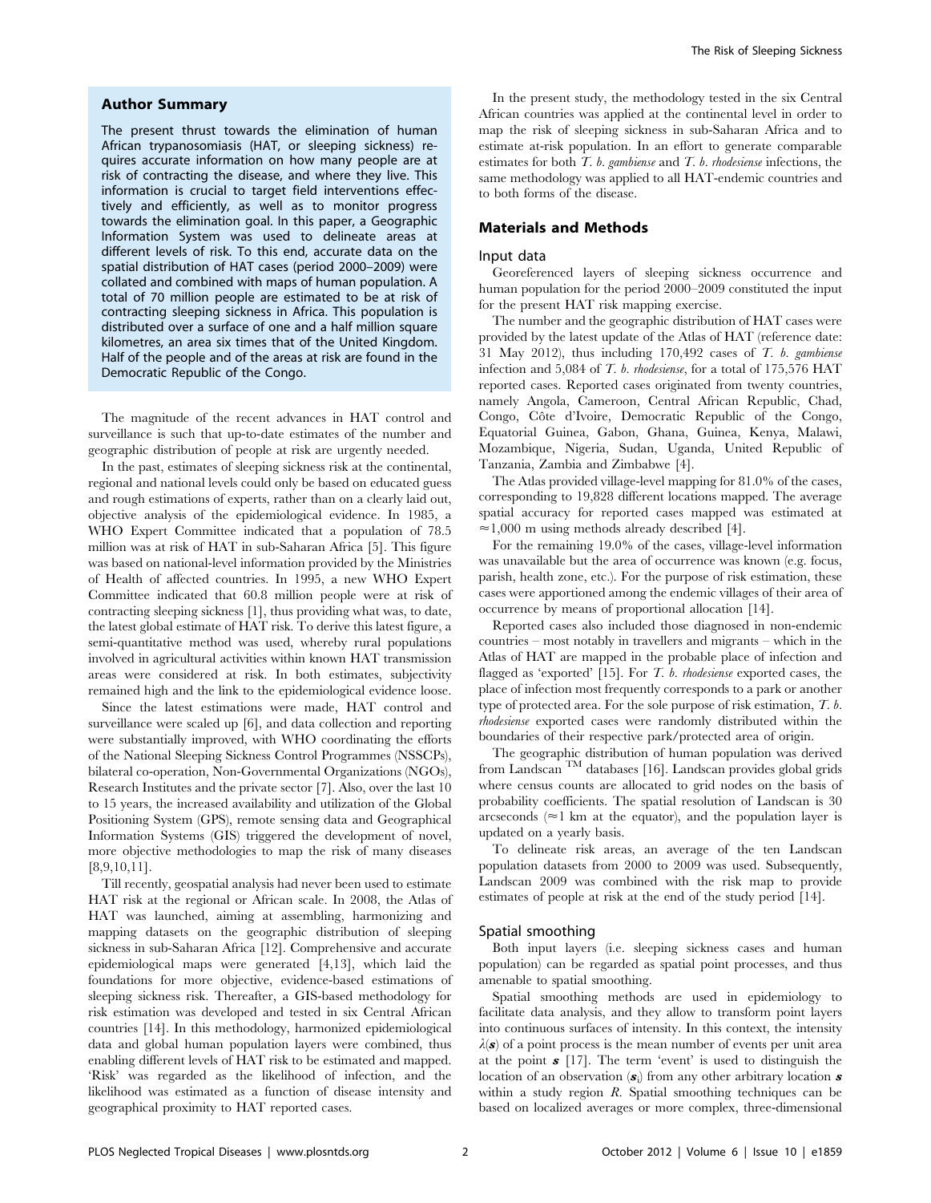## Author Summary

The present thrust towards the elimination of human African trypanosomiasis (HAT, or sleeping sickness) requires accurate information on how many people are at risk of contracting the disease, and where they live. This information is crucial to target field interventions effectively and efficiently, as well as to monitor progress towards the elimination goal. In this paper, a Geographic Information System was used to delineate areas at different levels of risk. To this end, accurate data on the spatial distribution of HAT cases (period 2000–2009) were collated and combined with maps of human population. A total of 70 million people are estimated to be at risk of contracting sleeping sickness in Africa. This population is distributed over a surface of one and a half million square kilometres, an area six times that of the United Kingdom. Half of the people and of the areas at risk are found in the Democratic Republic of the Congo.

The magnitude of the recent advances in HAT control and surveillance is such that up-to-date estimates of the number and geographic distribution of people at risk are urgently needed.

In the past, estimates of sleeping sickness risk at the continental, regional and national levels could only be based on educated guess and rough estimations of experts, rather than on a clearly laid out, objective analysis of the epidemiological evidence. In 1985, a WHO Expert Committee indicated that a population of 78.5 million was at risk of HAT in sub-Saharan Africa [5]. This figure was based on national-level information provided by the Ministries of Health of affected countries. In 1995, a new WHO Expert Committee indicated that 60.8 million people were at risk of contracting sleeping sickness [1], thus providing what was, to date, the latest global estimate of HAT risk. To derive this latest figure, a semi-quantitative method was used, whereby rural populations involved in agricultural activities within known HAT transmission areas were considered at risk. In both estimates, subjectivity remained high and the link to the epidemiological evidence loose.

Since the latest estimations were made, HAT control and surveillance were scaled up [6], and data collection and reporting were substantially improved, with WHO coordinating the efforts of the National Sleeping Sickness Control Programmes (NSSCPs), bilateral co-operation, Non-Governmental Organizations (NGOs), Research Institutes and the private sector [7]. Also, over the last 10 to 15 years, the increased availability and utilization of the Global Positioning System (GPS), remote sensing data and Geographical Information Systems (GIS) triggered the development of novel, more objective methodologies to map the risk of many diseases [8,9,10,11].

Till recently, geospatial analysis had never been used to estimate HAT risk at the regional or African scale. In 2008, the Atlas of HAT was launched, aiming at assembling, harmonizing and mapping datasets on the geographic distribution of sleeping sickness in sub-Saharan Africa [12]. Comprehensive and accurate epidemiological maps were generated [4,13], which laid the foundations for more objective, evidence-based estimations of sleeping sickness risk. Thereafter, a GIS-based methodology for risk estimation was developed and tested in six Central African countries [14]. In this methodology, harmonized epidemiological data and global human population layers were combined, thus enabling different levels of HAT risk to be estimated and mapped. 'Risk' was regarded as the likelihood of infection, and the likelihood was estimated as a function of disease intensity and geographical proximity to HAT reported cases.

In the present study, the methodology tested in the six Central African countries was applied at the continental level in order to map the risk of sleeping sickness in sub-Saharan Africa and to estimate at-risk population. In an effort to generate comparable estimates for both *T. b. gambiense* and *T. b. rhodesiense* infections, the same methodology was applied to all HAT-endemic countries and to both forms of the disease.

## Materials and Methods

### Input data

Georeferenced layers of sleeping sickness occurrence and human population for the period 2000–2009 constituted the input for the present HAT risk mapping exercise.

The number and the geographic distribution of HAT cases were provided by the latest update of the Atlas of HAT (reference date: 31 May 2012), thus including 170,492 cases of *T. b. gambiense* infection and 5,084 of *T. b. rhodesiense*, for a total of 175,576 HAT reported cases. Reported cases originated from twenty countries, namely Angola, Cameroon, Central African Republic, Chad, Congo, Côte d'Ivoire, Democratic Republic of the Congo, Equatorial Guinea, Gabon, Ghana, Guinea, Kenya, Malawi, Mozambique, Nigeria, Sudan, Uganda, United Republic of Tanzania, Zambia and Zimbabwe [4].

The Atlas provided village-level mapping for 81.0% of the cases, corresponding to 19,828 different locations mapped. The average spatial accuracy for reported cases mapped was estimated at $\approx$1,000 m using methods already described [4].

For the remaining 19.0% of the cases, village-level information was unavailable but the area of occurrence was known (e.g. focus, parish, health zone, etc.). For the purpose of risk estimation, these cases were apportioned among the endemic villages of their area of occurrence by means of proportional allocation [14].

Reported cases also included those diagnosed in non-endemic countries – most notably in travellers and migrants – which in the Atlas of HAT are mapped in the probable place of infection and flagged as 'exported' [15]. For *T. b. rhodesiense* exported cases, the place of infection most frequently corresponds to a park or another type of protected area. For the sole purpose of risk estimation, *T. b. rhodesiense* exported cases were randomly distributed within the boundaries of their respective park/protected area of origin.

The geographic distribution of human population was derived from Landscan ™ databases [16]. Landscan provides global grids where census counts are allocated to grid nodes on the basis of probability coefficients. The spatial resolution of Landscan is 30 arcseconds ($\approx$1 km at the equator), and the population layer is updated on a yearly basis.

To delineate risk areas, an average of the ten Landscan population datasets from 2000 to 2009 was used. Subsequently, Landscan 2009 was combined with the risk map to provide estimates of people at risk at the end of the study period [14].

### Spatial smoothing

Both input layers (i.e. sleeping sickness cases and human population) can be regarded as spatial point processes, and thus amenable to spatial smoothing.

Spatial smoothing methods are used in epidemiology to facilitate data analysis, and they allow to transform point layers into continuous surfaces of intensity. In this context, the intensity $\lambda(\boldsymbol{s})$ of a point process is the mean number of events per unit area at the point $\boldsymbol{s}$ [17]. The term 'event' is used to distinguish the location of an observation ($\boldsymbol{s}_i$) from any other arbitrary location $\boldsymbol{s}$ within a study region $R$. Spatial smoothing techniques can be based on localized averages or more complex, three-dimensional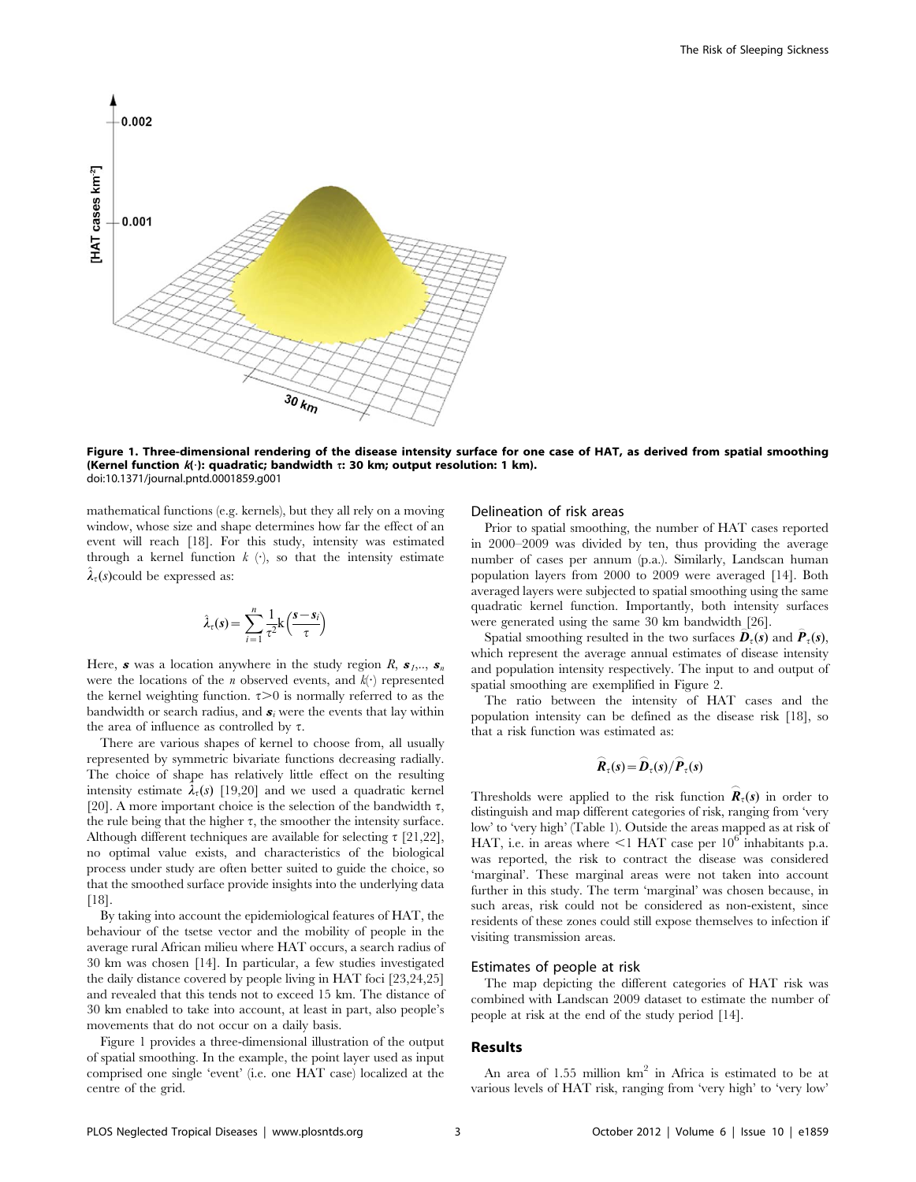Figure 1. Three-dimensional rendering of the disease intensity surface for one case of HAT, as derived from spatial smoothing (Kernel function $k(\cdot)$: quadratic; bandwidth $\tau$: 30 km; output resolution: 1 km).
doi:10.1371/journal.pntd.0001859.g001

mathematical functions (e.g. kernels), but they all rely on a moving window, whose size and shape determines how far the effect of an event will reach [18]. For this study, intensity was estimated through a kernel function $k$ $(\cdot)$, so that the intensity estimate $\hat{\lambda}_{\tau}(s)$could be expressed as:

$$\hat{\lambda}_{\tau}(s) = \sum_{i=1}^{n} \frac{1}{\tau^2} k\left(\frac{s - s_i}{\tau}\right)$$

Here, $s$ was a location anywhere in the study region $R$, $s_1$,.., $s_n$ were the locations of the $n$ observed events, and $k(\cdot)$ represented the kernel weighting function. $\tau > 0$ is normally referred to as the bandwidth or search radius, and $s_i$ were the events that lay within the area of influence as controlled by $\tau$.

There are various shapes of kernel to choose from, all usually represented by symmetric bivariate functions decreasing radially. The choice of shape has relatively little effect on the resulting intensity estimate $\hat{\lambda}_{\tau}(s)$ [19,20] and we used a quadratic kernel [20]. A more important choice is the selection of the bandwidth $\tau$, the rule being that the higher $\tau$, the smoother the intensity surface. Although different techniques are available for selecting $\tau$ [21,22], no optimal value exists, and characteristics of the biological process under study are often better suited to guide the choice, so that the smoothed surface provide insights into the underlying data [18].

By taking into account the epidemiological features of HAT, the behaviour of the tsetse vector and the mobility of people in the average rural African milieu where HAT occurs, a search radius of 30 km was chosen [14]. In particular, a few studies investigated the daily distance covered by people living in HAT foci [23,24,25] and revealed that this tends not to exceed 15 km. The distance of 30 km enabled to take into account, at least in part, also people's movements that do not occur on a daily basis.

Figure 1 provides a three-dimensional illustration of the output of spatial smoothing. In the example, the point layer used as input comprised one single 'event' (i.e. one HAT case) localized at the centre of the grid.

### Delineation of risk areas

Prior to spatial smoothing, the number of HAT cases reported in 2000–2009 was divided by ten, thus providing the average number of cases per annum (p.a.). Similarly, Landscan human population layers from 2000 to 2009 were averaged [14]. Both averaged layers were subjected to spatial smoothing using the same quadratic kernel function. Importantly, both intensity surfaces were generated using the same 30 km bandwidth [26].

Spatial smoothing resulted in the two surfaces $\widehat{D}_{\tau}(s)$ and $\widehat{P}_{\tau}(s)$, which represent the average annual estimates of disease intensity and population intensity respectively. The input to and output of spatial smoothing are exemplified in Figure 2.

The ratio between the intensity of HAT cases and the population intensity can be defined as the disease risk [18], so that a risk function was estimated as:

$$\widehat{R}_{\tau}(s) = \widehat{D}_{\tau}(s) / \widehat{P}_{\tau}(s)$$

Thresholds were applied to the risk function $\widehat{R}_{\tau}(s)$ in order to distinguish and map different categories of risk, ranging from 'very low' to 'very high' (Table 1). Outside the areas mapped as at risk of HAT, i.e. in areas where $<1$ HAT case per $10^6$ inhabitants p.a. was reported, the risk to contract the disease was considered 'marginal'. These marginal areas were not taken into account further in this study. The term 'marginal' was chosen because, in such areas, risk could not be considered as non-existent, since residents of these zones could still expose themselves to infection if visiting transmission areas.

### Estimates of people at risk

The map depicting the different categories of HAT risk was combined with Landscan 2009 dataset to estimate the number of people at risk at the end of the study period [14].

## Results

An area of 1.55 million km$^2$ in Africa is estimated to be at various levels of HAT risk, ranging from 'very high' to 'very low'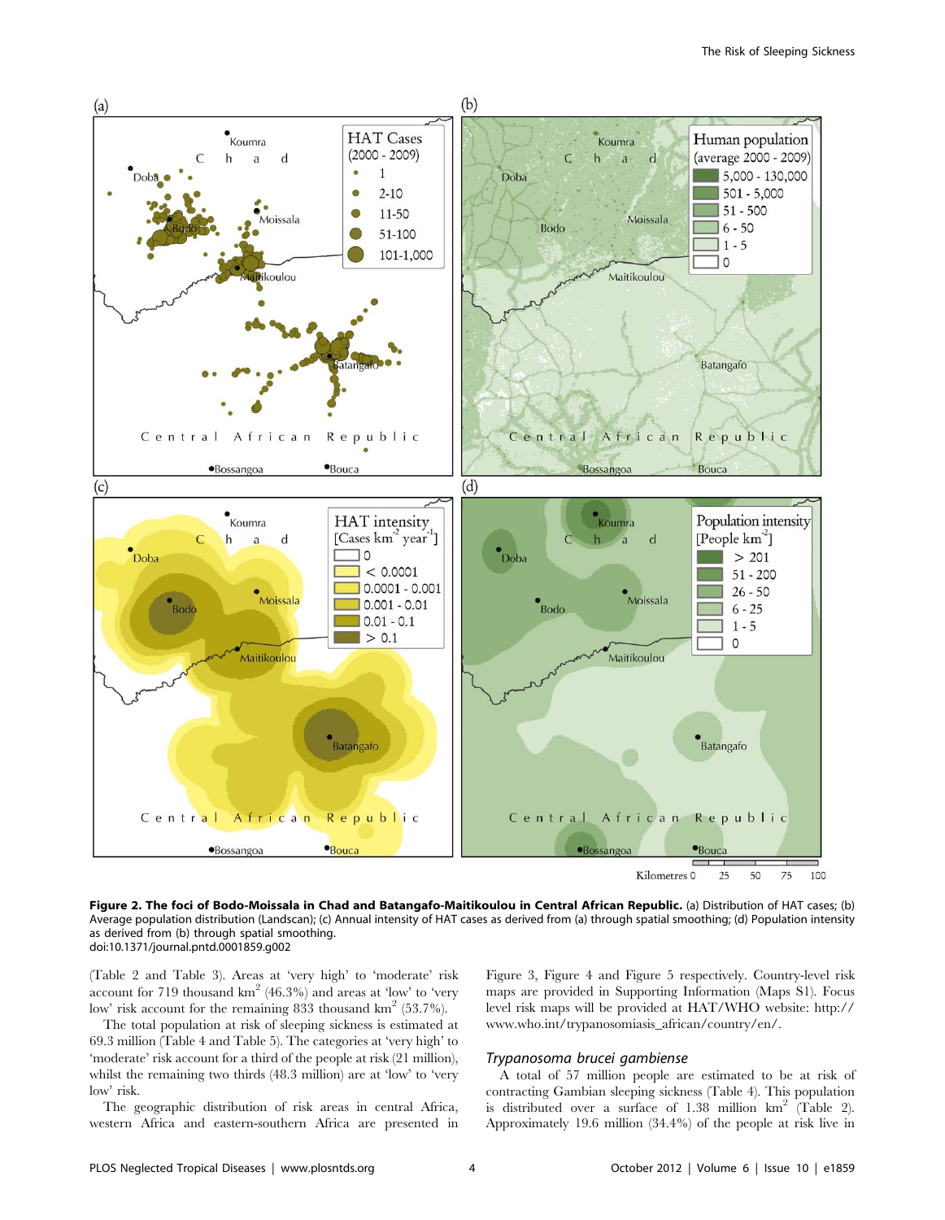**Figure 2. The foci of Bodo-Moissala in Chad and Batangafo-Maitikoulou in Central African Republic.** (a) Distribution of HAT cases; (b) Average population distribution (Landscan); (c) Annual intensity of HAT cases as derived from (a) through spatial smoothing; (d) Population intensity as derived from (b) through spatial smoothing.
doi:10.1371/journal.pntd.0001859.g002

(Table 2 and Table 3). Areas at 'very high' to 'moderate' risk account for 719 thousand km$^2$ (46.3%) and areas at 'low' to 'very low' risk account for the remaining 833 thousand km$^2$ (53.7%).

The total population at risk of sleeping sickness is estimated at 69.3 million (Table 4 and Table 5). The categories at 'very high' to 'moderate' risk account for a third of the people at risk (21 million), whilst the remaining two thirds (48.3 million) are at 'low' to 'very low' risk.

The geographic distribution of risk areas in central Africa, western Africa and eastern-southern Africa are presented in Figure 3, Figure 4 and Figure 5 respectively. Country-level risk maps are provided in Supporting Information (Maps S1). Focus level risk maps will be provided at HAT/WHO website: http://www.who.int/trypanosomiasis_african/country/en/.

### *Trypanosoma brucei gambiense*

A total of 57 million people are estimated to be at risk of contracting Gambian sleeping sickness (Table 4). This population is distributed over a surface of 1.38 million km$^2$ (Table 2). Approximately 19.6 million (34.4%) of the people at risk live in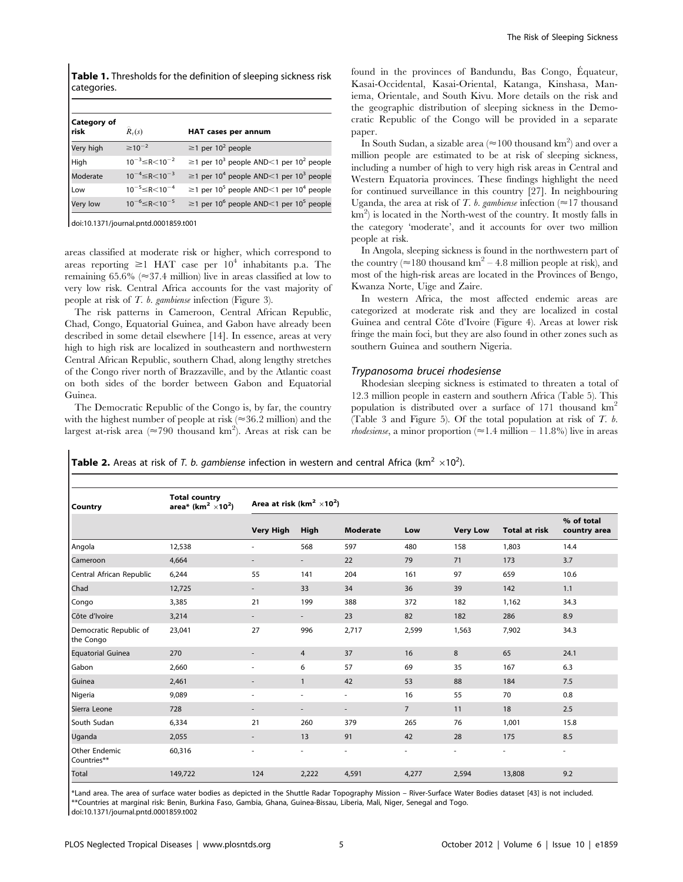**Table 1.** Thresholds for the definition of sleeping sickness risk categories.

| Category of risk | $\bar{R}_r(s)$ | HAT cases per annum |
|---|---|---|
| Very high | $\geq 10^{-2}$ | $\geq$1 per $10^2$ people |
| High | $10^{-3} \leq R < 10^{-2}$ | $\geq$1 per $10^3$ people AND<1 per $10^2$ people |
| Moderate | $10^{-4} \leq R < 10^{-3}$ | $\geq$1 per $10^4$ people AND<1 per $10^3$ people |
| Low | $10^{-5} \leq R < 10^{-4}$ | $\geq$1 per $10^5$ people AND<1 per $10^4$ people |
| Very low | $10^{-6} \leq R < 10^{-5}$ | $\geq$1 per $10^6$ people AND<1 per $10^5$ people |

doi:10.1371/journal.pntd.0001859.t001

areas classified at moderate risk or higher, which correspond to areas reporting $\geq$1 HAT case per $10^4$ inhabitants p.a. The remaining 65.6% ($\approx$37.4 million) live in areas classified at low to very low risk. Central Africa accounts for the vast majority of people at risk of *T. b. gambiense* infection (Figure 3).

The risk patterns in Cameroon, Central African Republic, Chad, Congo, Equatorial Guinea, and Gabon have already been described in some detail elsewhere [14]. In essence, areas at very high to high risk are localized in southeastern and northwestern Central African Republic, southern Chad, along lengthy stretches of the Congo river north of Brazzaville, and by the Atlantic coast on both sides of the border between Gabon and Equatorial Guinea.

The Democratic Republic of the Congo is, by far, the country with the highest number of people at risk ($\approx$36.2 million) and the largest at-risk area ($\approx$790 thousand km$^2$). Areas at risk can be found in the provinces of Bandundu, Bas Congo, Équateur, Kasai-Occidental, Kasai-Oriental, Katanga, Kinshasa, Maniema, Orientale, and South Kivu. More details on the risk and the geographic distribution of sleeping sickness in the Democratic Republic of the Congo will be provided in a separate paper.

In South Sudan, a sizable area ($\approx$100 thousand km$^2$) and over a million people are estimated to be at risk of sleeping sickness, including a number of high to very high risk areas in Central and Western Equatoria provinces. These findings highlight the need for continued surveillance in this country [27]. In neighbouring Uganda, the area at risk of *T. b. gambiense* infection ($\approx$17 thousand km$^2$) is located in the North-west of the country. It mostly falls in the category 'moderate', and it accounts for over two million people at risk.

In Angola, sleeping sickness is found in the northwestern part of the country ($\approx$180 thousand km$^2$ – 4.8 million people at risk), and most of the high-risk areas are located in the Provinces of Bengo, Kwanza Norte, Uige and Zaire.

In western Africa, the most affected endemic areas are categorized at moderate risk and they are localized in costal Guinea and central Côte d'Ivoire (Figure 4). Areas at lower risk fringe the main foci, but they are also found in other zones such as southern Guinea and southern Nigeria.

### *Trypanosoma brucei rhodesiense*

Rhodesian sleeping sickness is estimated to threaten a total of 12.3 million people in eastern and southern Africa (Table 5). This population is distributed over a surface of 171 thousand km$^2$ (Table 3 and Figure 5). Of the total population at risk of *T. b. rhodesiense*, a minor proportion ($\approx$1.4 million – 11.8%) live in areas

**Table 2.** Areas at risk of *T. b. gambiense* infection in western and central Africa (km$^2$ $\times 10^2$).

| Country | Total country area* (km$^2$ $\times 10^2$) | Area at risk (km$^2$ $\times 10^2$) | | | | | | |
|---|---|---|---|---|---|---|---|---|
| | | Very High | High | Moderate | Low | Very Low | Total at risk | % of total country area |
| Angola | 12,538 | - | 568 | 597 | 480 | 158 | 1,803 | 14.4 |
| Cameroon | 4,664 | - | - | 22 | 79 | 71 | 173 | 3.7 |
| Central African Republic | 6,244 | 55 | 141 | 204 | 161 | 97 | 659 | 10.6 |
| Chad | 12,725 | - | 33 | 34 | 36 | 39 | 142 | 1.1 |
| Congo | 3,385 | 21 | 199 | 388 | 372 | 182 | 1,162 | 34.3 |
| Côte d'Ivoire | 3,214 | - | - | 23 | 82 | 182 | 286 | 8.9 |
| Democratic Republic of the Congo | 23,041 | 27 | 996 | 2,717 | 2,599 | 1,563 | 7,902 | 34.3 |
| Equatorial Guinea | 270 | - | 4 | 37 | 16 | 8 | 65 | 24.1 |
| Gabon | 2,660 | - | 6 | 57 | 69 | 35 | 167 | 6.3 |
| Guinea | 2,461 | - | 1 | 42 | 53 | 88 | 184 | 7.5 |
| Nigeria | 9,089 | - | - | - | 16 | 55 | 70 | 0.8 |
| Sierra Leone | 728 | - | - | - | 7 | 11 | 18 | 2.5 |
| South Sudan | 6,334 | 21 | 260 | 379 | 265 | 76 | 1,001 | 15.8 |
| Uganda | 2,055 | - | 13 | 91 | 42 | 28 | 175 | 8.5 |
| Other Endemic Countries** | 60,316 | - | - | - | - | - | - | - |
| Total | 149,722 | 124 | 2,222 | 4,591 | 4,277 | 2,594 | 13,808 | 9.2 |

*Land area. The area of surface water bodies as depicted in the Shuttle Radar Topography Mission – River-Surface Water Bodies dataset [43] is not included.
**Countries at marginal risk: Benin, Burkina Faso, Gambia, Ghana, Guinea-Bissau, Liberia, Mali, Niger, Senegal and Togo.
doi:10.1371/journal.pntd.0001859.t002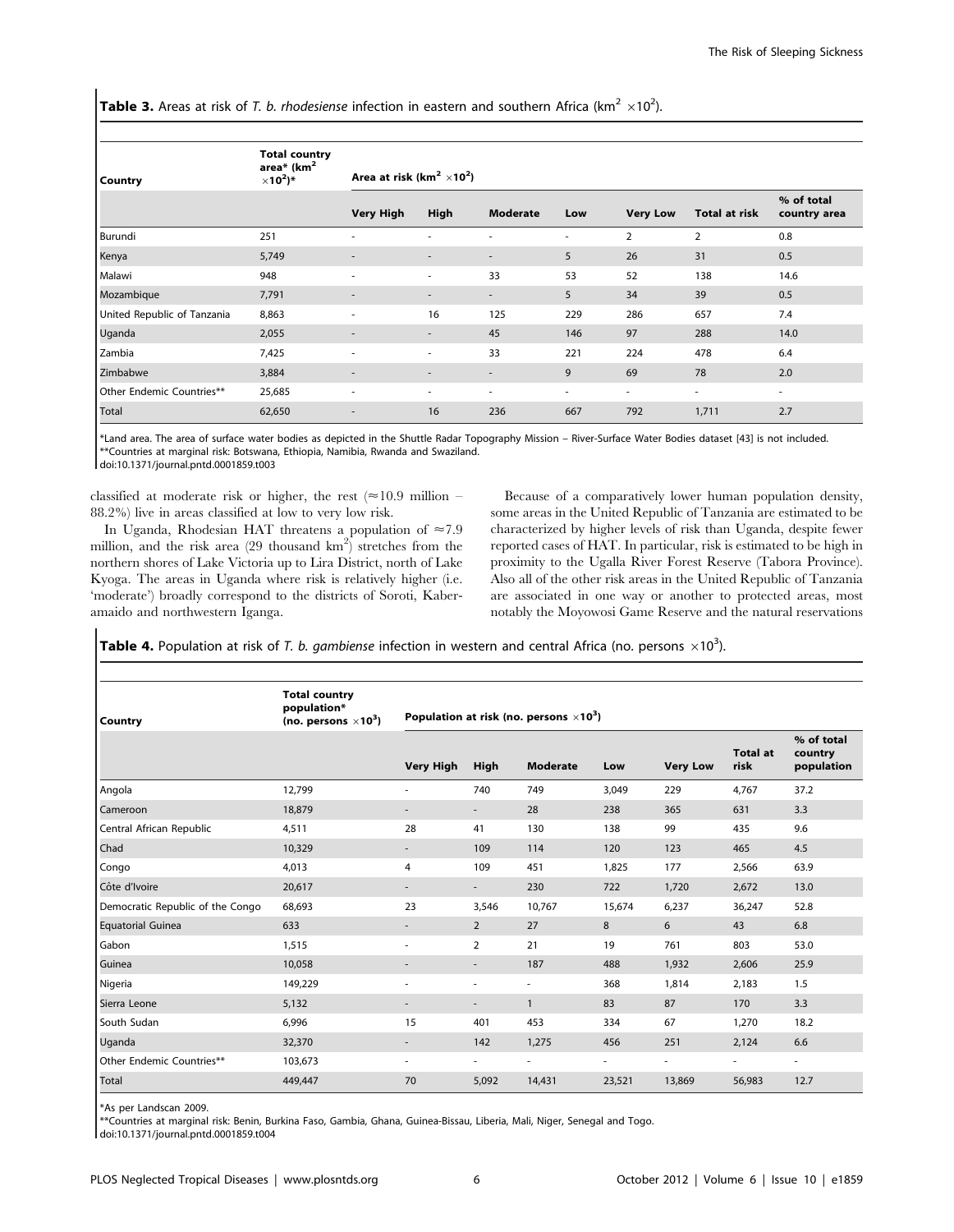**Table 3.** Areas at risk of *T. b. rhodesiense* infection in eastern and southern Africa (km$^2$ $\times 10^2$).

| Country | Total country area* (km$^2$ $\times 10^2$)* | Area at risk (km$^2$ $\times 10^2$) | | | | | | |
|---|---|---|---|---|---|---|---|---|
| | | Very High | High | Moderate | Low | Very Low | Total at risk | % of total country area |
| Burundi | 251 | - | - | - | - | 2 | 2 | 0.8 |
| Kenya | 5,749 | - | - | - | 5 | 26 | 31 | 0.5 |
| Malawi | 948 | - | - | 33 | 53 | 52 | 138 | 14.6 |
| Mozambique | 7,791 | - | - | - | 5 | 34 | 39 | 0.5 |
| United Republic of Tanzania | 8,863 | - | 16 | 125 | 229 | 286 | 657 | 7.4 |
| Uganda | 2,055 | - | - | 45 | 146 | 97 | 288 | 14.0 |
| Zambia | 7,425 | - | - | 33 | 221 | 224 | 478 | 6.4 |
| Zimbabwe | 3,884 | - | - | - | 9 | 69 | 78 | 2.0 |
| Other Endemic Countries** | 25,685 | - | - | - | - | - | - | - |
| Total | 62,650 | - | 16 | 236 | 667 | 792 | 1,711 | 2.7 |

*Land area. The area of surface water bodies as depicted in the Shuttle Radar Topography Mission – River-Surface Water Bodies dataset [43] is not included.
**Countries at marginal risk: Botswana, Ethiopia, Namibia, Rwanda and Swaziland.
doi:10.1371/journal.pntd.0001859.t003

classified at moderate risk or higher, the rest ($\approx$10.9 million – 88.2%) live in areas classified at low to very low risk.

In Uganda, Rhodesian HAT threatens a population of $\approx$7.9 million, and the risk area (29 thousand km$^2$) stretches from the northern shores of Lake Victoria up to Lira District, north of Lake Kyoga. The areas in Uganda where risk is relatively higher (i.e. 'moderate') broadly correspond to the districts of Soroti, Kaberamaido and northwestern Iganga.

Because of a comparatively lower human population density, some areas in the United Republic of Tanzania are estimated to be characterized by higher levels of risk than Uganda, despite fewer reported cases of HAT. In particular, risk is estimated to be high in proximity to the Ugalla River Forest Reserve (Tabora Province). Also all of the other risk areas in the United Republic of Tanzania are associated in one way or another to protected areas, most notably the Moyowosi Game Reserve and the natural reservations

**Table 4.** Population at risk of *T. b. gambiense* infection in western and central Africa (no. persons $\times 10^3$).

| Country | Total country population* (no. persons $\times 10^3$) | Population at risk (no. persons $\times 10^3$) | | | | | | |
|---|---|---|---|---|---|---|---|---|
| | | Very High | High | Moderate | Low | Very Low | Total at risk | % of total country population |
| Angola | 12,799 | - | 740 | 749 | 3,049 | 229 | 4,767 | 37.2 |
| Cameroon | 18,879 | - | - | 28 | 238 | 365 | 631 | 3.3 |
| Central African Republic | 4,511 | 28 | 41 | 130 | 138 | 99 | 435 | 9.6 |
| Chad | 10,329 | - | 109 | 114 | 120 | 123 | 465 | 4.5 |
| Congo | 4,013 | 4 | 109 | 451 | 1,825 | 177 | 2,566 | 63.9 |
| Côte d'Ivoire | 20,617 | - | - | 230 | 722 | 1,720 | 2,672 | 13.0 |
| Democratic Republic of the Congo | 68,693 | 23 | 3,546 | 10,767 | 15,674 | 6,237 | 36,247 | 52.8 |
| Equatorial Guinea | 633 | - | 2 | 27 | 8 | 6 | 43 | 6.8 |
| Gabon | 1,515 | - | 2 | 21 | 19 | 761 | 803 | 53.0 |
| Guinea | 10,058 | - | - | 187 | 488 | 1,932 | 2,606 | 25.9 |
| Nigeria | 149,229 | - | - | - | 368 | 1,814 | 2,183 | 1.5 |
| Sierra Leone | 5,132 | - | - | 1 | 83 | 87 | 170 | 3.3 |
| South Sudan | 6,996 | 15 | 401 | 453 | 334 | 67 | 1,270 | 18.2 |
| Uganda | 32,370 | - | 142 | 1,275 | 456 | 251 | 2,124 | 6.6 |
| Other Endemic Countries** | 103,673 | - | - | - | - | - | - | - |
| Total | 449,447 | 70 | 5,092 | 14,431 | 23,521 | 13,869 | 56,983 | 12.7 |

*As per Landscan 2009.
**Countries at marginal risk: Benin, Burkina Faso, Gambia, Ghana, Guinea-Bissau, Liberia, Mali, Niger, Senegal and Togo.
doi:10.1371/journal.pntd.0001859.t004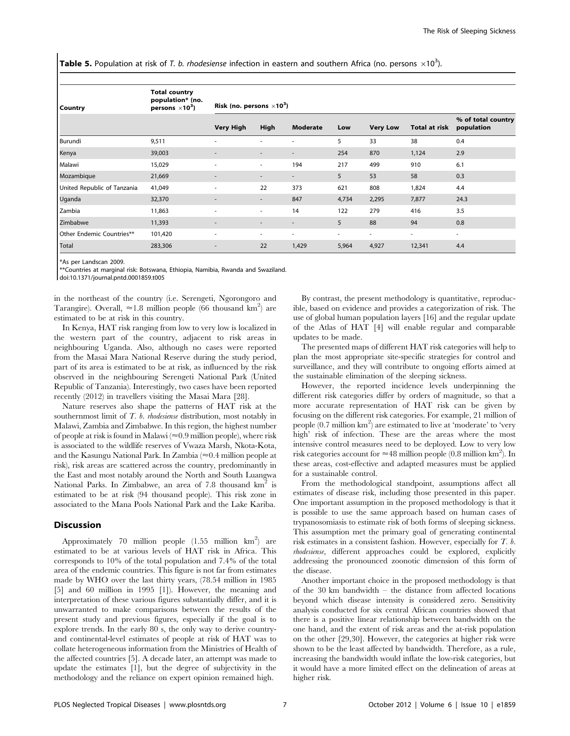**Table 5.** Population at risk of *T. b. rhodesiense* infection in eastern and southern Africa (no. persons $\times 10^3$).

| Country | Total country population* (no. persons $\times 10^3$) | Risk (no. persons $\times 10^3$) | | | | | | |
|---|---|---|---|---|---|---|---|---|
| | | Very High | High | Moderate | Low | Very Low | Total at risk | % of total country population |
| Burundi | 9,511 | - | - | - | 5 | 33 | 38 | 0.4 |
| Kenya | 39,003 | - | - | - | 254 | 870 | 1,124 | 2.9 |
| Malawi | 15,029 | - | - | 194 | 217 | 499 | 910 | 6.1 |
| Mozambique | 21,669 | - | - | - | 5 | 53 | 58 | 0.3 |
| United Republic of Tanzania | 41,049 | - | 22 | 373 | 621 | 808 | 1,824 | 4.4 |
| Uganda | 32,370 | - | - | 847 | 4,734 | 2,295 | 7,877 | 24.3 |
| Zambia | 11,863 | - | - | 14 | 122 | 279 | 416 | 3.5 |
| Zimbabwe | 11,393 | - | - | - | 5 | 88 | 94 | 0.8 |
| Other Endemic Countries** | 101,420 | - | - | - | - | - | - | - |
| Total | 283,306 | - | 22 | 1,429 | 5,964 | 4,927 | 12,341 | 4.4 |

*As per Landscan 2009.
**Countries at marginal risk: Botswana, Ethiopia, Namibia, Rwanda and Swaziland.
doi:10.1371/journal.pntd.0001859.t005

in the northeast of the country (i.e. Serengeti, Ngorongoro and Tarangire). Overall, ≈1.8 million people (66 thousand km$^2$) are estimated to be at risk in this country.

In Kenya, HAT risk ranging from low to very low is localized in the western part of the country, adjacent to risk areas in neighbouring Uganda. Also, although no cases were reported from the Masai Mara National Reserve during the study period, part of its area is estimated to be at risk, as influenced by the risk observed in the neighbouring Serengeti National Park (United Republic of Tanzania). Interestingly, two cases have been reported recently (2012) in travellers visiting the Masai Mara [28].

Nature reserves also shape the patterns of HAT risk at the southernmost limit of *T. b. rhodesiense* distribution, most notably in Malawi, Zambia and Zimbabwe. In this region, the highest number of people at risk is found in Malawi (≈0.9 million people), where risk is associated to the wildlife reserves of Vwaza Marsh, Nkota-Kota, and the Kasungu National Park. In Zambia (≈0.4 million people at risk), risk areas are scattered across the country, predominantly in the East and most notably around the North and South Luangwa National Parks. In Zimbabwe, an area of 7.8 thousand km$^2$ is estimated to be at risk (94 thousand people). This risk zone in associated to the Mana Pools National Park and the Lake Kariba.

## Discussion

Approximately 70 million people (1.55 million km$^2$) are estimated to be at various levels of HAT risk in Africa. This corresponds to 10% of the total population and 7.4% of the total area of the endemic countries. This figure is not far from estimates made by WHO over the last thirty years, (78.54 million in 1985 [5] and 60 million in 1995 [1]). However, the meaning and interpretation of these various figures substantially differ, and it is unwarranted to make comparisons between the results of the present study and previous figures, especially if the goal is to explore trends. In the early 80 s, the only way to derive country- and continental-level estimates of people at risk of HAT was to collate heterogeneous information from the Ministries of Health of the affected countries [5]. A decade later, an attempt was made to update the estimates [1], but the degree of subjectivity in the methodology and the reliance on expert opinion remained high.

By contrast, the present methodology is quantitative, reproducible, based on evidence and provides a categorization of risk. The use of global human population layers [16] and the regular update of the Atlas of HAT [4] will enable regular and comparable updates to be made.

The presented maps of different HAT risk categories will help to plan the most appropriate site-specific strategies for control and surveillance, and they will contribute to ongoing efforts aimed at the sustainable elimination of the sleeping sickness.

However, the reported incidence levels underpinning the different risk categories differ by orders of magnitude, so that a more accurate representation of HAT risk can be given by focusing on the different risk categories. For example, 21 million of people (0.7 million km$^2$) are estimated to live at 'moderate' to 'very high' risk of infection. These are the areas where the most intensive control measures need to be deployed. Low to very low risk categories account for ≈48 million people (0.8 million km$^2$). In these areas, cost-effective and adapted measures must be applied for a sustainable control.

From the methodological standpoint, assumptions affect all estimates of disease risk, including those presented in this paper. One important assumption in the proposed methodology is that it is possible to use the same approach based on human cases of trypanosomiasis to estimate risk of both forms of sleeping sickness. This assumption met the primary goal of generating continental risk estimates in a consistent fashion. However, especially for *T. b. rhodesiense*, different approaches could be explored, explicitly addressing the pronounced zoonotic dimension of this form of the disease.

Another important choice in the proposed methodology is that of the 30 km bandwidth – the distance from affected locations beyond which disease intensity is considered zero. Sensitivity analysis conducted for six central African countries showed that there is a positive linear relationship between bandwidth on the one hand, and the extent of risk areas and the at-risk population on the other [29,30]. However, the categories at higher risk were shown to be the least affected by bandwidth. Therefore, as a rule, increasing the bandwidth would inflate the low-risk categories, but it would have a more limited effect on the delineation of areas at higher risk.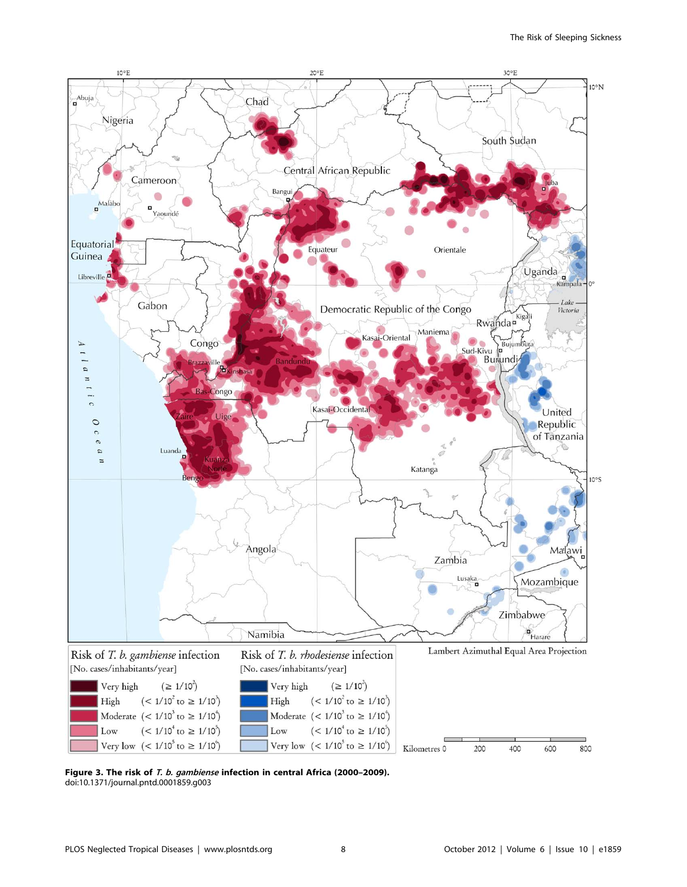**Figure 3. The risk of *T. b. gambiense* infection in central Africa (2000–2009).**
doi:10.1371/journal.pntd.0001859.g003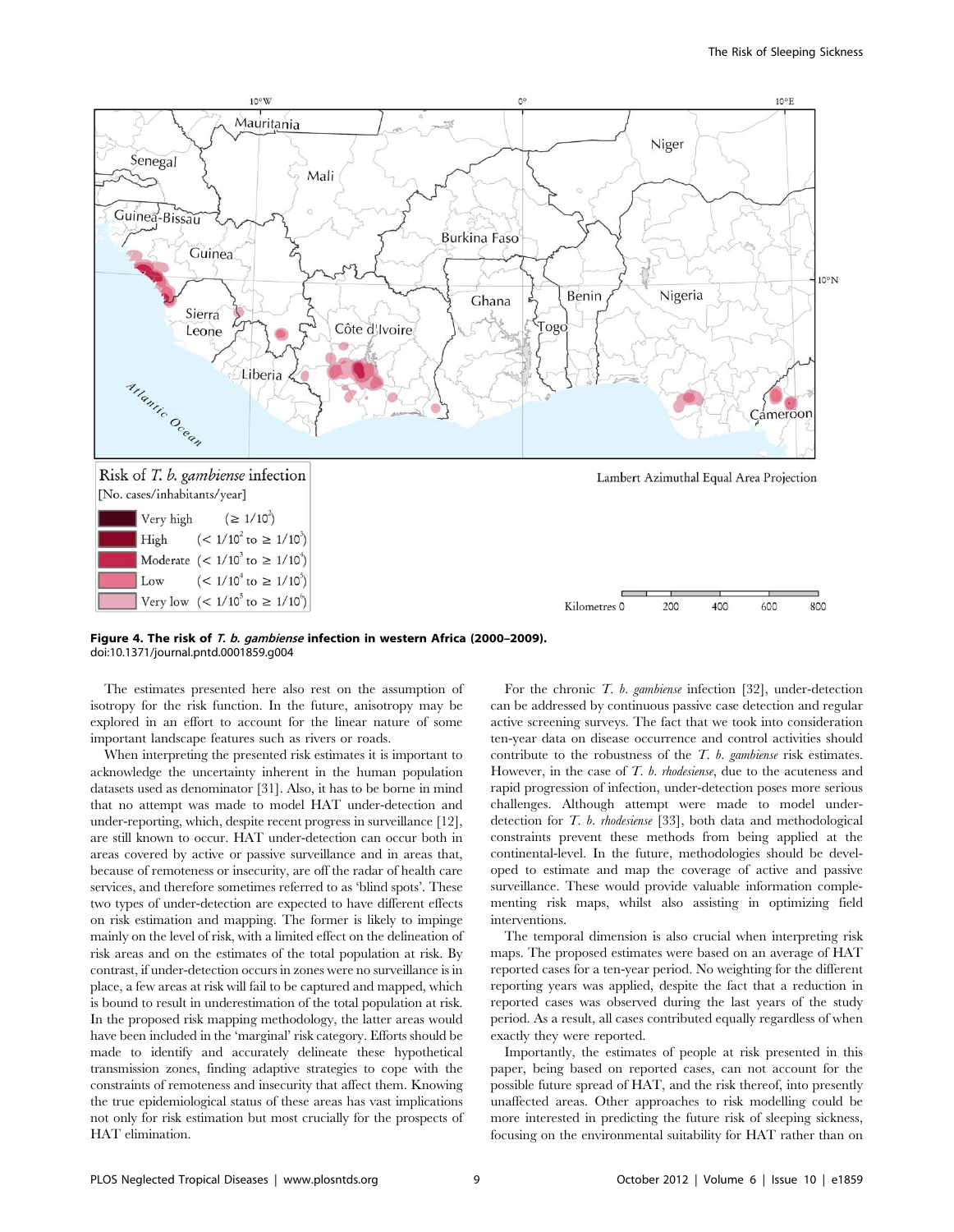10°W

0°

10°E

Mauritania

Senegal

Mali

Niger

Guinea-Bissau

Burkina Faso

Guinea

10°N

Benin

Nigeria

Ghana

Sierra Leone

Togo

Côte d'Ivoire

Liberia

Atlantic Ocean

Cameroon

Risk of *T. b. gambiense* infection
[No. cases/inhabitants/year]

Very high ($\geq 1/10^2$)
High ($< 1/10^2$ to $\geq 1/10^3$)
Moderate ($< 1/10^3$ to $\geq 1/10^4$)
Low ($< 1/10^4$ to $\geq 1/10^5$)
Very low ($< 1/10^5$ to $\geq 1/10^6$)

Lambert Azimuthal Equal Area Projection

Kilometres 0 200 400 600 800

**Figure 4. The risk of *T. b. gambiense* infection in western Africa (2000–2009).**
doi:10.1371/journal.pntd.0001859.g004

The estimates presented here also rest on the assumption of isotropy for the risk function. In the future, anisotropy may be explored in an effort to account for the linear nature of some important landscape features such as rivers or roads.

When interpreting the presented risk estimates it is important to acknowledge the uncertainty inherent in the human population datasets used as denominator [31]. Also, it has to be borne in mind that no attempt was made to model HAT under-detection and under-reporting, which, despite recent progress in surveillance [12], are still known to occur. HAT under-detection can occur both in areas covered by active or passive surveillance and in areas that, because of remoteness or insecurity, are off the radar of health care services, and therefore sometimes referred to as 'blind spots'. These two types of under-detection are expected to have different effects on risk estimation and mapping. The former is likely to impinge mainly on the level of risk, with a limited effect on the delineation of risk areas and on the estimates of the total population at risk. By contrast, if under-detection occurs in zones were no surveillance is in place, a few areas at risk will fail to be captured and mapped, which is bound to result in underestimation of the total population at risk. In the proposed risk mapping methodology, the latter areas would have been included in the 'marginal' risk category. Efforts should be made to identify and accurately delineate these hypothetical transmission zones, finding adaptive strategies to cope with the constraints of remoteness and insecurity that affect them. Knowing the true epidemiological status of these areas has vast implications not only for risk estimation but most crucially for the prospects of HAT elimination.

For the chronic *T. b. gambiense* infection [32], under-detection can be addressed by continuous passive case detection and regular active screening surveys. The fact that we took into consideration ten-year data on disease occurrence and control activities should contribute to the robustness of the *T. b. gambiense* risk estimates. However, in the case of *T. b. rhodesiense*, due to the acuteness and rapid progression of infection, under-detection poses more serious challenges. Although attempt were made to model under-detection for *T. b. rhodesiense* [33], both data and methodological constraints prevent these methods from being applied at the continental-level. In the future, methodologies should be developed to estimate and map the coverage of active and passive surveillance. These would provide valuable information complementing risk maps, whilst also assisting in optimizing field interventions.

The temporal dimension is also crucial when interpreting risk maps. The proposed estimates were based on an average of HAT reported cases for a ten-year period. No weighting for the different reporting years was applied, despite the fact that a reduction in reported cases was observed during the last years of the study period. As a result, all cases contributed equally regardless of when exactly they were reported.

Importantly, the estimates of people at risk presented in this paper, being based on reported cases, can not account for the possible future spread of HAT, and the risk thereof, into presently unaffected areas. Other approaches to risk modelling could be more interested in predicting the future risk of sleeping sickness, focusing on the environmental suitability for HAT rather than on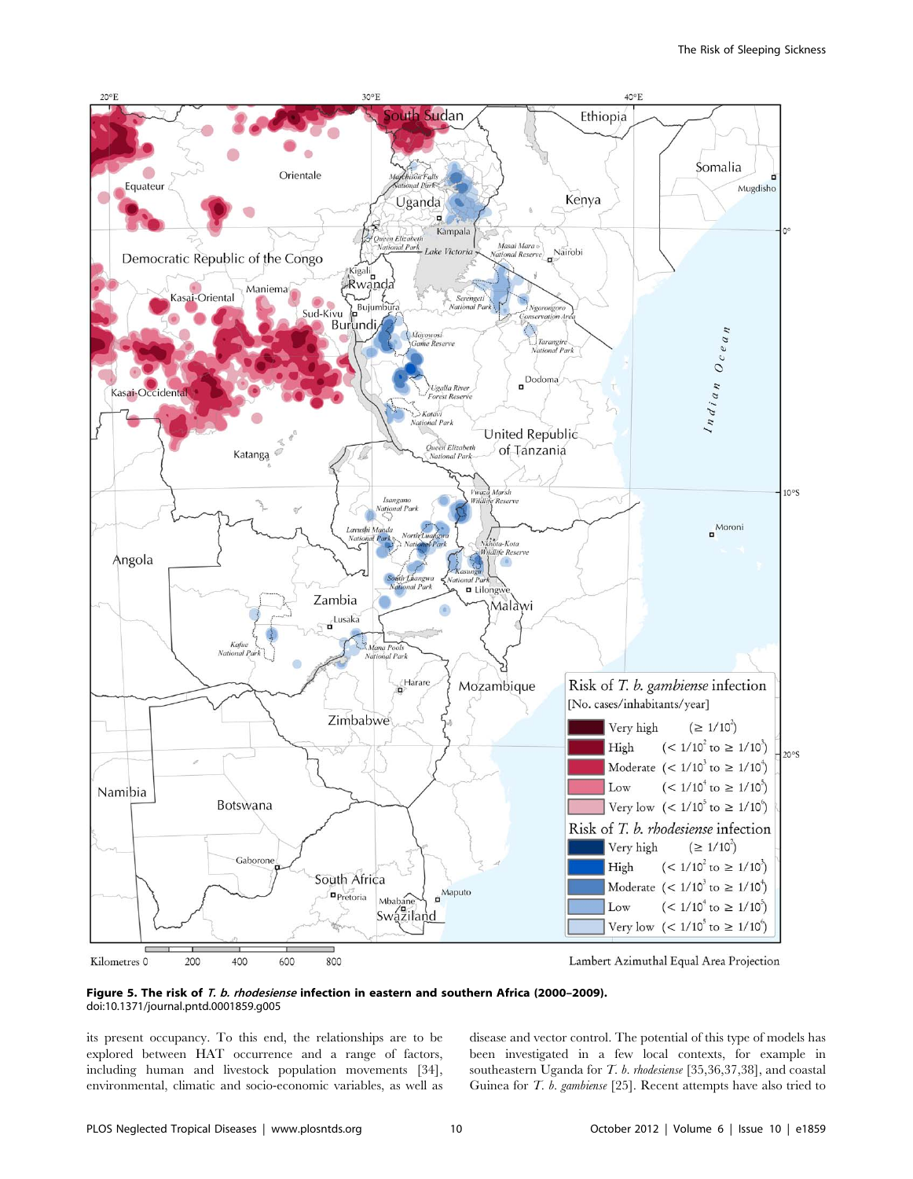**Figure 5. The risk of *T. b. rhodesiense* infection in eastern and southern Africa (2000–2009).**
doi:10.1371/journal.pntd.0001859.g005

its present occupancy. To this end, the relationships are to be explored between HAT occurrence and a range of factors, including human and livestock population movements [34], environmental, climatic and socio-economic variables, as well as disease and vector control. The potential of this type of models has been investigated in a few local contexts, for example in southeastern Uganda for *T. b. rhodesiense* [35,36,37,38], and coastal Guinea for *T. b. gambiense* [25]. Recent attempts have also tried to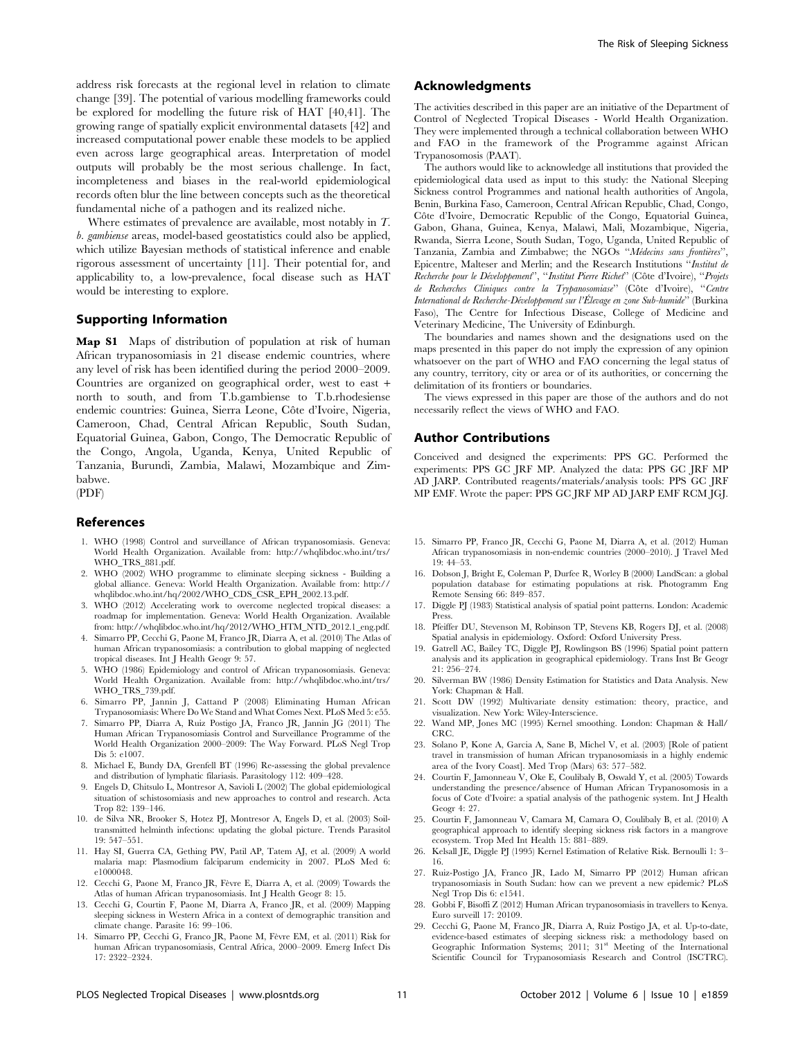address risk forecasts at the regional level in relation to climate change [39]. The potential of various modelling frameworks could be explored for modelling the future risk of HAT [40,41]. The growing range of spatially explicit environmental datasets [42] and increased computational power enable these models to be applied even across large geographical areas. Interpretation of model outputs will probably be the most serious challenge. In fact, incompleteness and biases in the real-world epidemiological records often blur the line between concepts such as the theoretical fundamental niche of a pathogen and its realized niche.

Where estimates of prevalence are available, most notably in *T. b. gambiense* areas, model-based geostatistics could also be applied, which utilize Bayesian methods of statistical inference and enable rigorous assessment of uncertainty [11]. Their potential for, and applicability to, a low-prevalence, focal disease such as HAT would be interesting to explore.

## Supporting Information

**Map S1** Maps of distribution of population at risk of human African trypanosomiasis in 21 disease endemic countries, where any level of risk has been identified during the period 2000–2009. Countries are organized on geographical order, west to east + north to south, and from T.b.gambiense to T.b.rhodesiense endemic countries: Guinea, Sierra Leone, Côte d'Ivoire, Nigeria, Cameroon, Chad, Central African Republic, South Sudan, Equatorial Guinea, Gabon, Congo, The Democratic Republic of the Congo, Angola, Uganda, Kenya, United Republic of Tanzania, Burundi, Zambia, Malawi, Mozambique and Zimbabwe.
(PDF)

## Acknowledgments

The activities described in this paper are an initiative of the Department of Control of Neglected Tropical Diseases - World Health Organization. They were implemented through a technical collaboration between WHO and FAO in the framework of the Programme against African Trypanosomosis (PAAT).

The authors would like to acknowledge all institutions that provided the epidemiological data used as input to this study: the National Sleeping Sickness control Programmes and national health authorities of Angola, Benin, Burkina Faso, Cameroon, Central African Republic, Chad, Congo, Côte d'Ivoire, Democratic Republic of the Congo, Equatorial Guinea, Gabon, Ghana, Guinea, Kenya, Malawi, Mali, Mozambique, Nigeria, Rwanda, Sierra Leone, South Sudan, Togo, Uganda, United Republic of Tanzania, Zambia and Zimbabwe; the NGOs "*Médecins sans frontières*", Epicentre, Malteser and Merlin; and the Research Institutions "*Institut de Recherche pour le Développement*", "*Institut Pierre Richet*" (Côte d'Ivoire), "*Projets de Recherches Cliniques contre la Trypanosomiase*" (Côte d'Ivoire), "*Centre International de Recherche-Développement sur l'Élevage en zone Sub-humide*" (Burkina Faso), The Centre for Infectious Disease, College of Medicine and Veterinary Medicine, The University of Edinburgh.

The boundaries and names shown and the designations used on the maps presented in this paper do not imply the expression of any opinion whatsoever on the part of WHO and FAO concerning the legal status of any country, territory, city or area or of its authorities, or concerning the delimitation of its frontiers or boundaries.

The views expressed in this paper are those of the authors and do not necessarily reflect the views of WHO and FAO.

## Author Contributions

Conceived and designed the experiments: PPS GC. Performed the experiments: PPS GC JRF MP. Analyzed the data: PPS GC JRF MP AD JARP. Contributed reagents/materials/analysis tools: PPS GC JRF MP EMF. Wrote the paper: PPS GC JRF MP AD JARP EMF RCM JGJ.

## References

1. WHO (1998) Control and surveillance of African trypanosomiasis. Geneva: World Health Organization. Available from: http://whqlibdoc.who.int/trs/WHO_TRS_881.pdf.
2. WHO (2002) WHO programme to eliminate sleeping sickness - Building a global alliance. Geneva: World Health Organization. Available from: http://whqlibdoc.who.int/hq/2002/WHO_CDS_CSR_EPH_2002.13.pdf.
3. WHO (2012) Accelerating work to overcome neglected tropical diseases: a roadmap for implementation. Geneva: World Health Organization. Available from: http://whqlibdoc.who.int/hq/2012/WHO_HTM_NTD_2012.1_eng.pdf.
4. Simarro PP, Cecchi G, Paone M, Franco JR, Diarra A, et al. (2010) The Atlas of human African trypanosomiasis: a contribution to global mapping of neglected tropical diseases. Int J Health Geogr 9: 57.
5. WHO (1986) Epidemiology and control of African trypanosomiasis. Geneva: World Health Organization. Available from: http://whqlibdoc.who.int/trs/WHO_TRS_739.pdf.
6. Simarro PP, Jannin J, Cattand P (2008) Eliminating Human African Trypanosomiasis: Where Do We Stand and What Comes Next. PLoS Med 5: e55.
7. Simarro PP, Diarra A, Ruiz Postigo JA, Franco JR, Jannin JG (2011) The Human African Trypanosomiasis Control and Surveillance Programme of the World Health Organization 2000–2009: The Way Forward. PLoS Negl Trop Dis 5: e1007.
8. Michael E, Bundy DA, Grenfell BT (1996) Re-assessing the global prevalence and distribution of lymphatic filariasis. Parasitology 112: 409–428.
9. Engels D, Chitsulo L, Montresor A, Savioli L (2002) The global epidemiological situation of schistosomiasis and new approaches to control and research. Acta Trop 82: 139–146.
10. de Silva NR, Brooker S, Hotez PJ, Montresor A, Engels D, et al. (2003) Soil-transmitted helminth infections: updating the global picture. Trends Parasitol 19: 547–551.
11. Hay SI, Guerra CA, Gething PW, Patil AP, Tatem AJ, et al. (2009) A world malaria map: Plasmodium falciparum endemicity in 2007. PLoS Med 6: e1000048.
12. Cecchi G, Paone M, Franco JR, Fèvre E, Diarra A, et al. (2009) Towards the Atlas of human African trypanosomiasis. Int J Health Geogr 8: 15.
13. Cecchi G, Courtin F, Paone M, Diarra A, Franco JR, et al. (2009) Mapping sleeping sickness in Western Africa in a context of demographic transition and climate change. Parasite 16: 99–106.
14. Simarro PP, Cecchi G, Franco JR, Paone M, Fèvre EM, et al. (2011) Risk for human African trypanosomiasis, Central Africa, 2000–2009. Emerg Infect Dis 17: 2322–2324.
15. Simarro PP, Franco JR, Cecchi G, Paone M, Diarra A, et al. (2012) Human African trypanosomiasis in non-endemic countries (2000–2010). J Travel Med 19: 44–53.
16. Dobson J, Bright E, Coleman P, Durfee R, Worley B (2000) LandScan: a global population database for estimating populations at risk. Photogramm Eng Remote Sensing 66: 849–857.
17. Diggle PJ (1983) Statistical analysis of spatial point patterns. London: Academic Press.
18. Pfeiffer DU, Stevenson M, Robinson TP, Stevens KB, Rogers DJ, et al. (2008) Spatial analysis in epidemiology. Oxford: Oxford University Press.
19. Gatrell AC, Bailey TC, Diggle PJ, Rowlingson BS (1996) Spatial point pattern analysis and its application in geographical epidemiology. Trans Inst Br Geogr 21: 256–274.
20. Silverman BW (1986) Density Estimation for Statistics and Data Analysis. New York: Chapman & Hall.
21. Scott DW (1992) Multivariate density estimation: theory, practice, and visualization. New York: Wiley-Interscience.
22. Wand MP, Jones MC (1995) Kernel smoothing. London: Chapman & Hall/CRC.
23. Solano P, Kone A, Garcia A, Sane B, Michel V, et al. (2003) [Role of patient travel in transmission of human African trypanosomiasis in a highly endemic area of the Ivory Coast]. Med Trop (Mars) 63: 577–582.
24. Courtin F, Jamonneau V, Oke E, Coulibaly B, Oswald Y, et al. (2005) Towards understanding the presence/absence of Human African Trypanosomosis in a focus of Cote d'Ivoire: a spatial analysis of the pathogenic system. Int J Health Geogr 4: 27.
25. Courtin F, Jamonneau V, Camara M, Camara O, Coulibaly B, et al. (2010) A geographical approach to identify sleeping sickness risk factors in a mangrove ecosystem. Trop Med Int Health 15: 881–889.
26. Kelsall JE, Diggle PJ (1995) Kernel Estimation of Relative Risk. Bernoulli 1: 3–16.
27. Ruiz-Postigo JA, Franco JR, Lado M, Simarro PP (2012) Human african trypanosomiasis in South Sudan: how can we prevent a new epidemic? PLoS Negl Trop Dis 6: e1541.
28. Gobbi F, Bisoffi Z (2012) Human African trypanosomiasis in travellers to Kenya. Euro surveill 17: 20109.
29. Cecchi G, Paone M, Franco JR, Diarra A, Ruiz Postigo JA, et al. Up-to-date, evidence-based estimates of sleeping sickness risk: a methodology based on Geographic Information Systems; 2011; 31st Meeting of the International Scientific Council for Trypanosomiasis Research and Control (ISCTRC).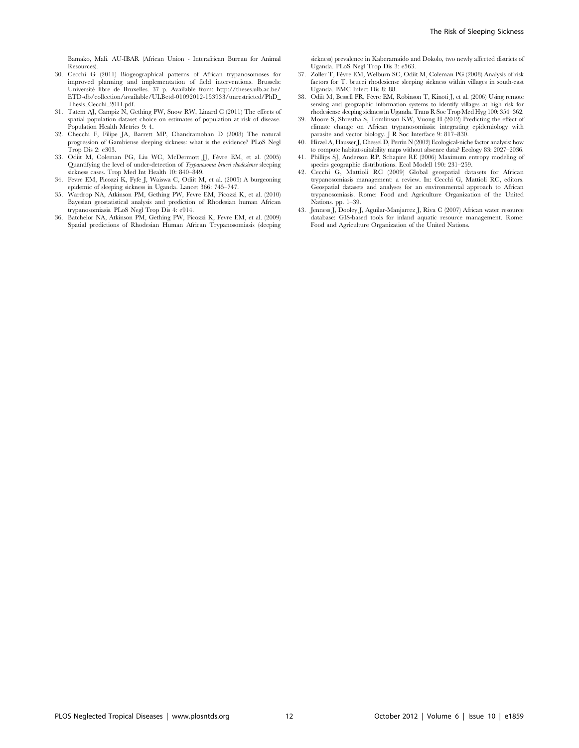Bamako, Mali. AU-IBAR (African Union - Interafrican Bureau for Animal Resources).

30. Cecchi G (2011) Biogeographical patterns of African trypanosomoses for improved planning and implementation of field interventions. Brussels: Université libre de Bruxelles. 37 p. Available from: http://theses.ulb.ac.be/ETD-db/collection/available/ULBetd-01092012-153933/unrestricted/PhD_Thesis_Cecchi_2011.pdf.
31. Tatem AJ, Campiz N, Gething PW, Snow RW, Linard C (2011) The effects of spatial population dataset choice on estimates of population at risk of disease. Population Health Metrics 9: 4.
32. Checchi F, Filipe JA, Barrett MP, Chandramohan D (2008) The natural progression of Gambiense sleeping sickness: what is the evidence? PLoS Negl Trop Dis 2: e303.
33. Odiit M, Coleman PG, Liu WC, McDermott JJ, Fèvre EM, et al. (2005) Quantifying the level of under-detection of *Trypanosoma brucei rhodesiense* sleeping sickness cases. Trop Med Int Health 10: 840–849.
34. Fevre EM, Picozzi K, Fyfe J, Waiswa C, Odiit M, et al. (2005) A burgeoning epidemic of sleeping sickness in Uganda. Lancet 366: 745–747.
35. Wardrop NA, Atkinson PM, Gething PW, Fevre EM, Picozzi K, et al. (2010) Bayesian geostatistical analysis and prediction of Rhodesian human African trypanosomiasis. PLoS Negl Trop Dis 4: e914.
36. Batchelor NA, Atkinson PM, Gething PW, Picozzi K, Fevre EM, et al. (2009) Spatial predictions of Rhodesian Human African Trypanosomiasis (sleeping sickness) prevalence in Kaberamaido and Dokolo, two newly affected districts of Uganda. PLoS Negl Trop Dis 3: e563.
37. Zoller T, Fèvre EM, Welburn SC, Odiit M, Coleman PG (2008) Analysis of risk factors for T. brucei rhodesiense sleeping sickness within villages in south-east Uganda. BMC Infect Dis 8: 88.
38. Odiit M, Bessell PR, Fèvre EM, Robinson T, Kinoti J, et al. (2006) Using remote sensing and geographic information systems to identify villages at high risk for rhodesiense sleeping sickness in Uganda. Trans R Soc Trop Med Hyg 100: 354–362.
39. Moore S, Shrestha S, Tomlinson KW, Vuong H (2012) Predicting the effect of climate change on African trypanosomiasis: integrating epidemiology with parasite and vector biology. J R Soc Interface 9: 817–830.
40. Hirzel A, Hausser J, Chessel D, Perrin N (2002) Ecological-niche factor analysis: how to compute habitat-suitability maps without absence data? Ecology 83: 2027–2036.
41. Phillips SJ, Anderson RP, Schapire RE (2006) Maximum entropy modeling of species geographic distributions. Ecol Modell 190: 231–259.
42. Cecchi G, Mattioli RC (2009) Global geospatial datasets for African trypanosomiasis management: a review. In: Cecchi G, Mattioli RC, editors. Geospatial datasets and analyses for an environmental approach to African trypanosomiasis. Rome: Food and Agriculture Organization of the United Nations. pp. 1–39.
43. Jenness J, Dooley J, Aguilar-Manjarrez J, Riva C (2007) African water resource database: GIS-based tools for inland aquatic resource management. Rome: Food and Agriculture Organization of the United Nations.